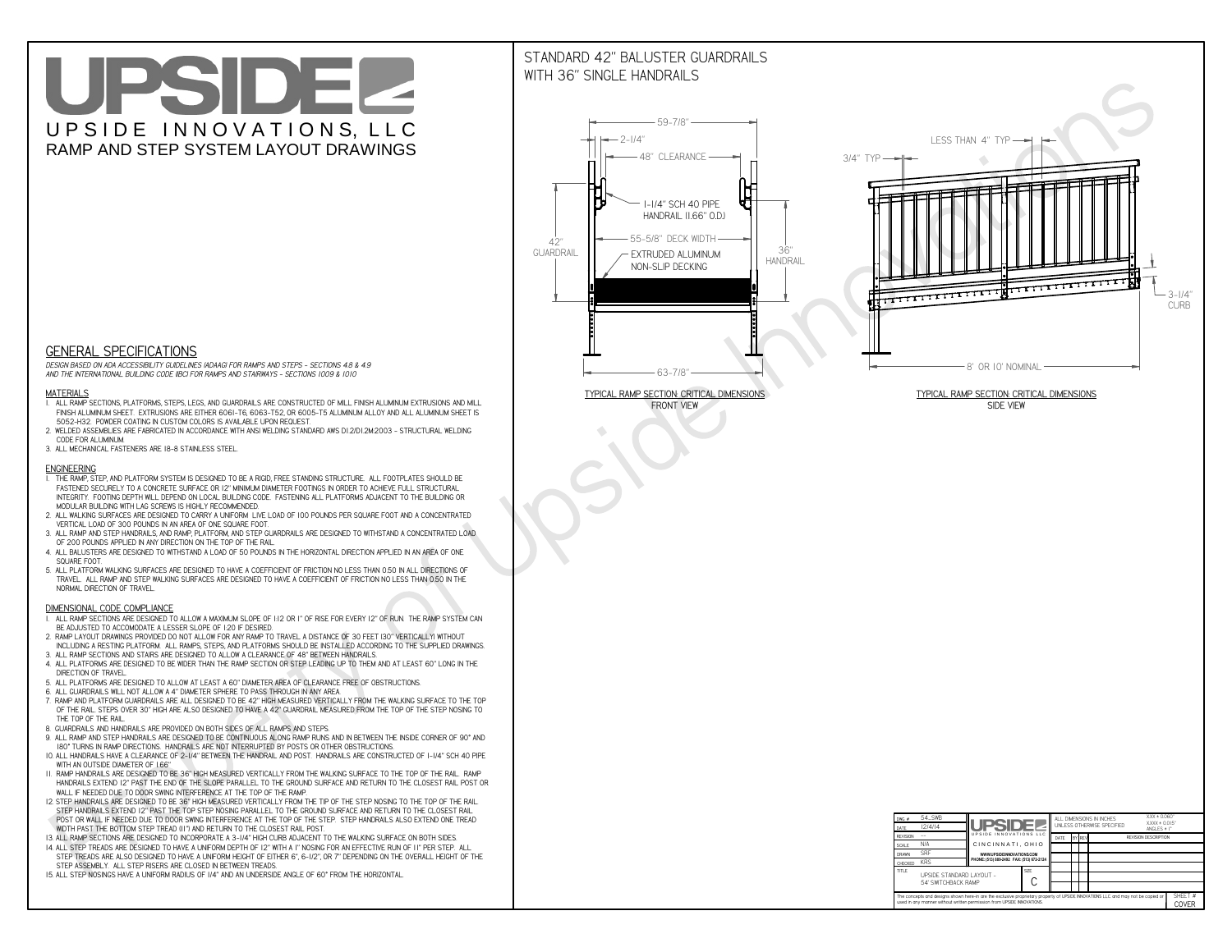# UPSIDE

UPSIDE INNOVATIONS, LLC

RAMP AND STEP SYSTEM LAYOUT DRAWINGS

## GENERAL SPECIFICATIONS

*DESIGN BASED ON ADA ACCESSIBILITY GUIDELINES (ADAAG) FOR RAMPS AND STEPS - SECTIONS 4.8 & 4.9 AND THE INTERNATIONAL BUILDING CODE (IBC) FOR RAMPS AND STAIRWAYS - SECTIONS 1009 & 1010*

### MATERIALS

1. ALL RAMP SECTIONS, PLATFORMS, STEPS, LEGS, AND GUARDRAILS ARE CONSTRUCTED OF MILL FINISH ALUMINUM EXTRUSIONS AND MILL FINISH ALUMINUM SHEET. EXTRUSIONS ARE EITHER 6061-T6, 6063-T52, OR 6005-T5 ALUMINUM ALLOY AND ALL ALUMINUM SHEET IS 5052-H32. POWDER COATING IN CUSTOM COLORS IS AVAILABLE UPON REQUEST.
2. WELDED ASSEMBLIES ARE FABRICATED IN ACCORDANCE WITH ANSI WELDING STANDARD AWS D1.2/D1.2M:2003 - STRUCTURAL WELDING CODE FOR ALUMINUM.
3. ALL MECHANICAL FASTENERS ARE 18-8 STAINLESS STEEL.

### ENGINEERING

1. THE RAMP, STEP, AND PLATFORM SYSTEM IS DESIGNED TO BE A RIGID, FREE STANDING STRUCTURE. ALL FOOTPLATES SHOULD BE FASTENED SECURELY TO A CONCRETE SURFACE OR 12" MINIMUM DIAMETER FOOTINGS IN ORDER TO ACHIEVE FULL STRUCTURAL INTEGRITY. FOOTING DEPTH WILL DEPEND ON LOCAL BUILDING CODE. FASTENING ALL PLATFORMS ADJACENT TO THE BUILDING OR MODULAR BUILDING WITH LAG SCREWS IS HIGHLY RECOMMENDED.
2. ALL WALKING SURFACES ARE DESIGNED TO CARRY A UNIFORM LIVE LOAD OF 100 POUNDS PER SQUARE FOOT AND A CONCENTRATED VERTICAL LOAD OF 300 POUNDS IN AN AREA OF ONE SQUARE FOOT.
3. ALL RAMP AND STEP HANDRAILS, AND RAMP, PLATFORM, AND STEP GUARDRAILS ARE DESIGNED TO WITHSTAND A CONCENTRATED LOAD OF 200 POUNDS APPLIED IN ANY DIRECTION ON THE TOP OF THE RAIL.
4. ALL BALUSTERS ARE DESIGNED TO WITHSTAND A LOAD OF 50 POUNDS IN THE HORIZONTAL DIRECTION APPLIED IN AN AREA OF ONE SQUARE FOOT.
5. ALL PLATFORM WALKING SURFACES ARE DESIGNED TO HAVE A COEFFICIENT OF FRICTION NO LESS THAN 0.50 IN ALL DIRECTIONS OF TRAVEL. ALL RAMP AND STEP WALKING SURFACES ARE DESIGNED TO HAVE A COEFFICIENT OF FRICTION NO LESS THAN 0.50 IN THE NORMAL DIRECTION OF TRAVEL.

### DIMENSIONAL CODE COMPLIANCE

1. ALL RAMP SECTIONS ARE DESIGNED TO ALLOW A MAXIMUM SLOPE OF 1:12 OR 1" OF RISE FOR EVERY 12" OF RUN. THE RAMP SYSTEM CAN BE ADJUSTED TO ACCOMODATE A LESSER SLOPE OF 1:20 IF DESIRED.
2. RAMP LAYOUT DRAWINGS PROVIDED DO NOT ALLOW FOR ANY RAMP TO TRAVEL A DISTANCE OF 30 FEET (30" VERTICALLY) WITHOUT INCLUDING A RESTING PLATFORM. ALL RAMPS, STEPS, AND PLATFORMS SHOULD BE INSTALLED ACCORDING TO THE SUPPLIED DRAWINGS.
3. ALL RAMP SECTIONS AND STAIRS ARE DESIGNED TO ALLOW A CLEARANCE OF 48" BETWEEN HANDRAILS.
4. ALL PLATFORMS ARE DESIGNED TO BE WIDER THAN THE RAMP SECTION OR STEP LEADING UP TO THEM AND AT LEAST 60" LONG IN THE DIRECTION OF TRAVEL.
5. ALL PLATFORMS ARE DESIGNED TO ALLOW AT LEAST A 60" DIAMETER AREA OF CLEARANCE FREE OF OBSTRUCTIONS.
6. ALL GUARDRAILS WILL NOT ALLOW A 4" DIAMETER SPHERE TO PASS THROUGH IN ANY AREA.
7. RAMP AND PLATFORM GUARDRAILS ARE ALL DESIGNED TO BE 42" HIGH MEASURED VERTICALLY FROM THE WALKING SURFACE TO THE TOP OF THE RAIL. STEPS OVER 30" HIGH ARE ALSO DESIGNED TO HAVE A 42" GUARDRAIL MEASURED FROM THE TOP OF THE STEP NOSING TO THE TOP OF THE RAIL.
8. GUARDRAILS AND HANDRAILS ARE PROVIDED ON BOTH SIDES OF ALL RAMPS AND STEPS.
9. ALL RAMP AND STEP HANDRAILS ARE DESIGNED TO BE CONTINUOUS ALONG RAMP RUNS AND IN BETWEEN THE INSIDE CORNER OF 90° AND 180° TURNS IN RAMP DIRECTIONS. HANDRAILS ARE NOT INTERRUPTED BY POSTS OR OTHER OBSTRUCTIONS.
10. ALL HANDRAILS HAVE A CLEARANCE OF 2-1/4" BETWEEN THE HANDRAIL AND POST. HANDRAILS ARE CONSTRUCTED OF 1-1/4" SCH 40 PIPE WITH AN OUTSIDE DIAMETER OF 1.66"
11. RAMP HANDRAILS ARE DESIGNED TO BE 36" HIGH MEASURED VERTICALLY FROM THE WALKING SURFACE TO THE TOP OF THE RAIL. RAMP HANDRAILS EXTEND 12" PAST THE END OF THE SLOPE PARALLEL TO THE GROUND SURFACE AND RETURN TO THE CLOSEST RAIL POST OR WALL IF NEEDED DUE TO DOOR SWING INTERFERENCE AT THE TOP OF THE RAMP.
12. STEP HANDRAILS ARE DESIGNED TO BE 36" HIGH MEASURED VERTICALLY FROM THE TIP OF THE STEP NOSING TO THE TOP OF THE RAIL. STEP HANDRAILS EXTEND 12" PAST THE TOP STEP NOSING PARALLEL TO THE GROUND SURFACE AND RETURN TO THE CLOSEST RAIL POST OR WALL IF NEEDED DUE TO DOOR SWING INTERFERENCE AT THE TOP OF THE STEP. STEP HANDRAILS ALSO EXTEND ONE TREAD WIDTH PAST THE BOTTOM STEP TREAD (11") AND RETURN TO THE CLOSEST RAIL POST.
13. ALL RAMP SECTIONS ARE DESIGNED TO INCORPORATE A 3-1/4" HIGH CURB ADJACENT TO THE WALKING SURFACE ON BOTH SIDES.
14. ALL STEP TREADS ARE DESIGNED TO HAVE A UNIFORM DEPTH OF 12" WITH A 1" NOSING FOR AN EFFECTIVE RUN OF 11" PER STEP. ALL STEP TREADS ARE ALSO DESIGNED TO HAVE A UNIFORM HEIGHT OF EITHER 6", 6-1/2", OR 7" DEPENDING ON THE OVERALL HEIGHT OF THE STEP ASSEMBLY. ALL STEP RISERS ARE CLOSED IN BETWEEN TREADS.
15. ALL STEP NOSINGS HAVE A UNIFORM RADIUS OF 1/4" AND AN UNDERSIDE ANGLE OF 60° FROM THE HORIZONTAL.

## STANDARD 42" BALUSTER GUARDRAILS WITH 36" SINGLE HANDRAILS

59-7/8" | 2-1/4" | 48" CLEARANCE | 1-1/4" SCH 40 PIPE HANDRAIL (1.66" O.D.) | 55-5/8" DECK WIDTH | 42" GUARDRAIL | 36" HANDRAIL | EXTRUDED ALUMINUM NON-SLIP DECKING | 63-7/8"

TYPICAL RAMP SECTION: CRITICAL DIMENSIONS
FRONT VIEW

LESS THAN 4" TYP | 3/4" TYP | 3-1/4" CURB | 8' OR 10' NOMINAL

TYPICAL RAMP SECTION: CRITICAL DIMENSIONS
SIDE VIEW

| DWG. # | 54_SWB | ALL DIMENSIONS IN INCHES UNLESS OTHERWISE SPECIFIED | X.XX = 0.060" X.XXX = 0.015" ANGLES = 1° |
|---|---|---|---|
| DATE | 12/4/14 | | |
| REVISION | --- | | |
| SCALE | N/A | CINCINNATI, OHIO | |
| DRAWN | SRF | WWW.UPSIDEINNOVATIONS.COM PHONE: (513) 889-2492 FAX: (513) 672-2124 | |
| CHECKED | KRS | | |
| TITLE | UPSIDE STANDARD LAYOUT - 54' SWITCHBACK RAMP | SIZE C | |

| DATE | BY | REV | REVISION DESCRIPTION |
|---|---|---|---|

The concepts and designs shown here-in are the exclusive proprietary property of UPSIDE INNOVATIONS LLC. and may not be copied or used in any manner without written permission from UPSIDE INNOVATIONS.

SHEET #: COVER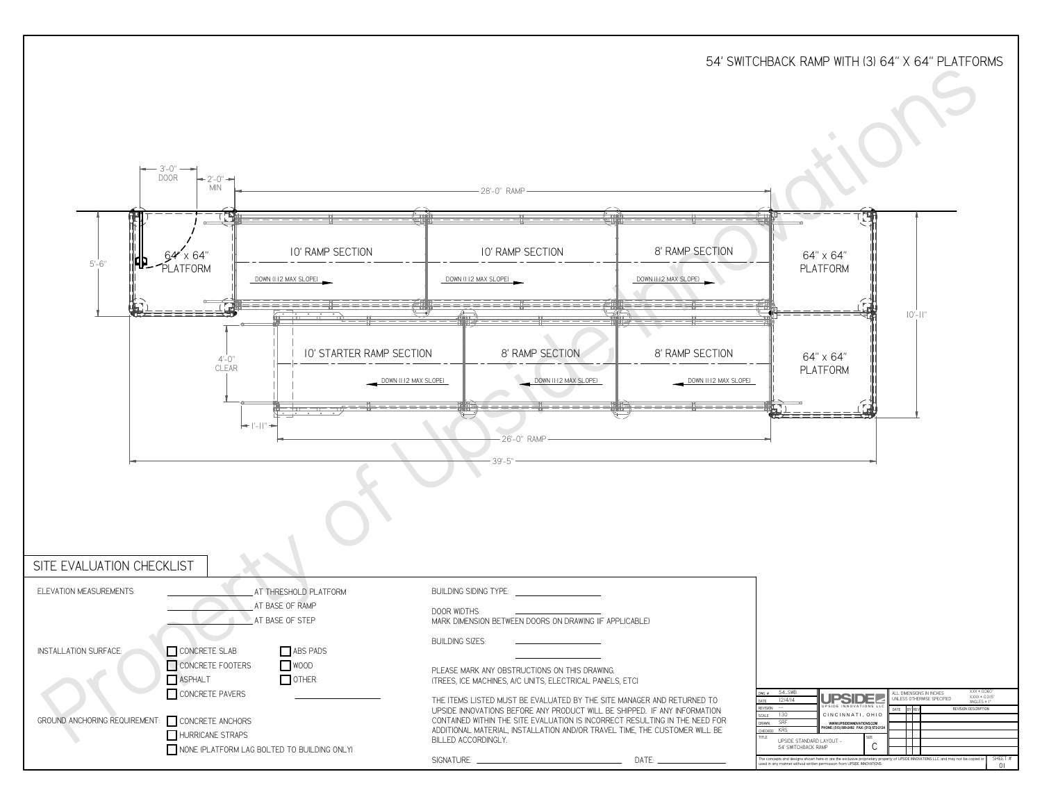# 54' SWITCHBACK RAMP WITH (3) 64" X 64" PLATFORMS

3'-0" DOOR

2'-0" MIN

28'-0" RAMP

5'-6"

64" x 64" PLATFORM

10' RAMP SECTION

DOWN (1:12 MAX SLOPE)

10' RAMP SECTION

DOWN (1:12 MAX SLOPE)

8' RAMP SECTION

DOWN (1:12 MAX SLOPE)

64" x 64" PLATFORM

10'-11"

4'-0" CLEAR

10' STARTER RAMP SECTION

DOWN (1:12 MAX SLOPE)

8' RAMP SECTION

DOWN (1:12 MAX SLOPE)

8' RAMP SECTION

DOWN (1:12 MAX SLOPE)

64" x 64" PLATFORM

1'-11"

26'-0" RAMP

39'-5"

## SITE EVALUATION CHECKLIST

ELEVATION MEASUREMENTS: ____________ AT THRESHOLD PLATFORM

____________ AT BASE OF RAMP

____________ AT BASE OF STEP

INSTALLATION SURFACE:

- ☐ CONCRETE SLAB
- ☐ CONCRETE FOOTERS
- ☐ ASPHALT
- ☐ CONCRETE PAVERS
- ☐ ABS PADS
- ☐ WOOD
- ☐ OTHER ____________

GROUND ANCHORING REQUIREMENT:

- ☐ CONCRETE ANCHORS
- ☐ HURRICANE STRAPS
- ☐ NONE (PLATFORM LAG BOLTED TO BUILDING ONLY)

BUILDING SIDING TYPE: ____________

DOOR WIDTHS: ____________

MARK DIMENSION BETWEEN DOORS ON DRAWING (IF APPLICABLE)

BUILDING SIZES: ____________

____________

PLEASE MARK ANY OBSTRUCTIONS ON THIS DRAWING.
(TREES, ICE MACHINES, A/C UNITS, ELECTRICAL PANELS, ETC)

THE ITEMS LISTED MUST BE EVALUATED BY THE SITE MANAGER AND RETURNED TO UPSIDE INNOVATIONS BEFORE ANY PRODUCT WILL BE SHIPPED. IF ANY INFORMATION CONTAINED WITHIN THE SITE EVALUATION IS INCORRECT RESULTING IN THE NEED FOR ADDITIONAL MATERIAL, INSTALLATION AND/OR TRAVEL TIME, THE CUSTOMER WILL BE BILLED ACCORDINGLY.

SIGNATURE: ____________________ DATE: ____________

| | |
|---|---|
| DWG # | 54_SWB |
| DATE | 12/4/14 |
| REVISION | --- |
| SCALE | 1:30 |
| DRAWN | SRF |
| CHECKED | KRS |

UPSIDE INNOVATIONS LLC
CINCINNATI, OHIO
WWW.UPSIDEINNOVATIONS.COM
PHONE: (513) 889-2492 FAX: (513) 672-2124

TITLE: UPSIDE STANDARD LAYOUT - 54' SWITCHBACK RAMP

SIZE: C

ALL DIMENSIONS IN INCHES UNLESS OTHERWISE SPECIFIED
XXX ± 0.060"
XXXX ± 0.015"
ANGLES ± 1°

| DATE | BY | REV | REVISION DESCRIPTION |
|---|---|---|---|
| | | | |

The concepts and designs shown here-in are the exclusive proprietary property of UPSIDE INNOVATIONS LLC and may not be copied or used in any manner without written permission from UPSIDE INNOVATIONS.

SHEET # 01

Property of UpsideInnovations